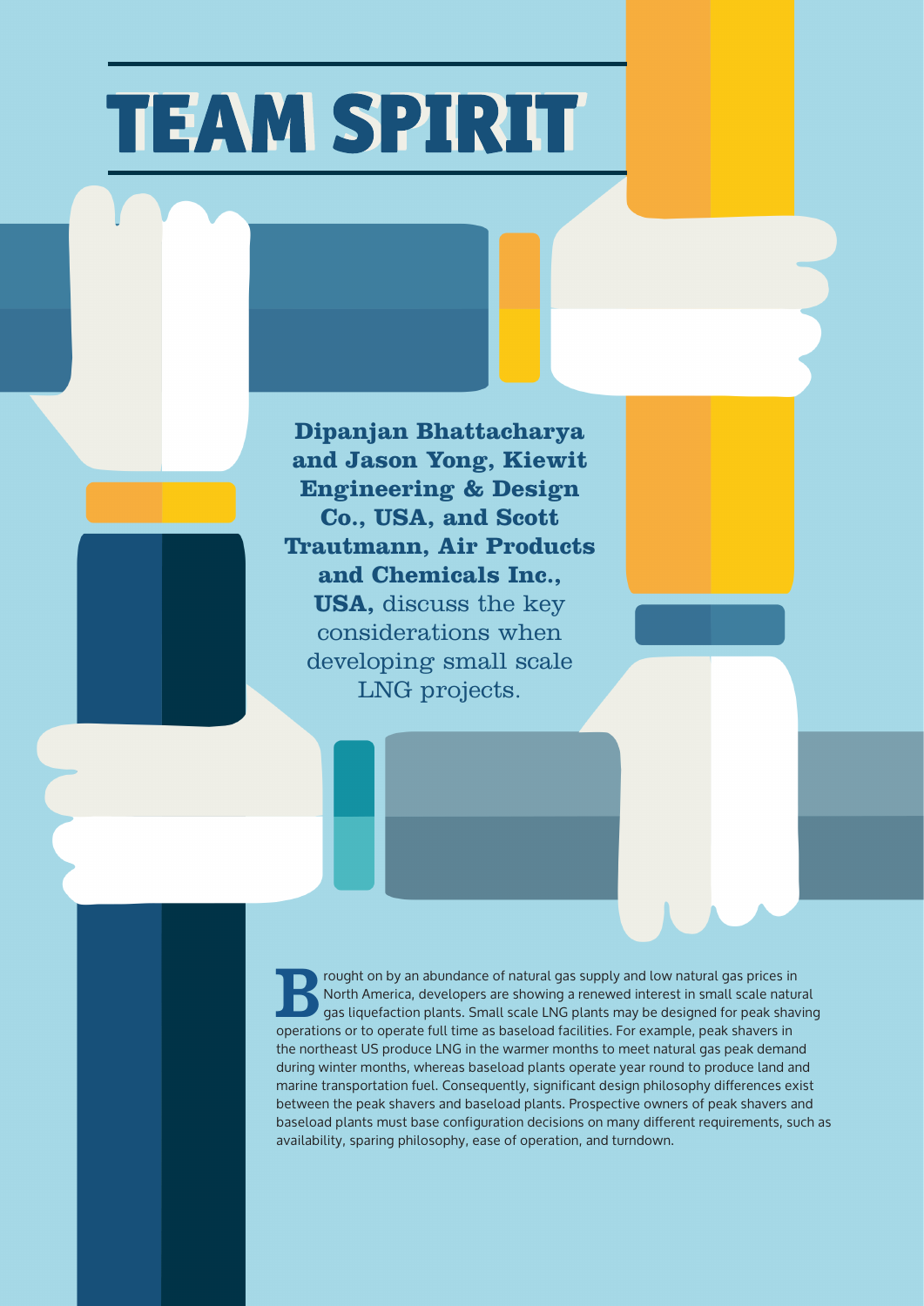# TEAM SPIRIT

**Dipanjan Bhattacharya and Jason Yong, Kiewit Engineering & Design Co., USA, and Scott Trautmann, Air Products and Chemicals Inc., USA,** discuss the key considerations when developing small scale LNG projects.

Brought on by an abundance of natural gas supply and low natural gas prices in North America, developers are showing a renewed interest in small scale natural gas liquefaction plants. Small scale LNG plants may be designed for peak shaving operations or to operate full time as baseload facilities. For example, peak shavers in the northeast US produce LNG in the warmer months to meet natural gas peak demand during winter months, whereas baseload plants operate year round to produce land and marine transportation fuel. Consequently, significant design philosophy differences exist between the peak shavers and baseload plants. Prospective owners of peak shavers and baseload plants must base configuration decisions on many different requirements, such as availability, sparing philosophy, ease of operation, and turndown.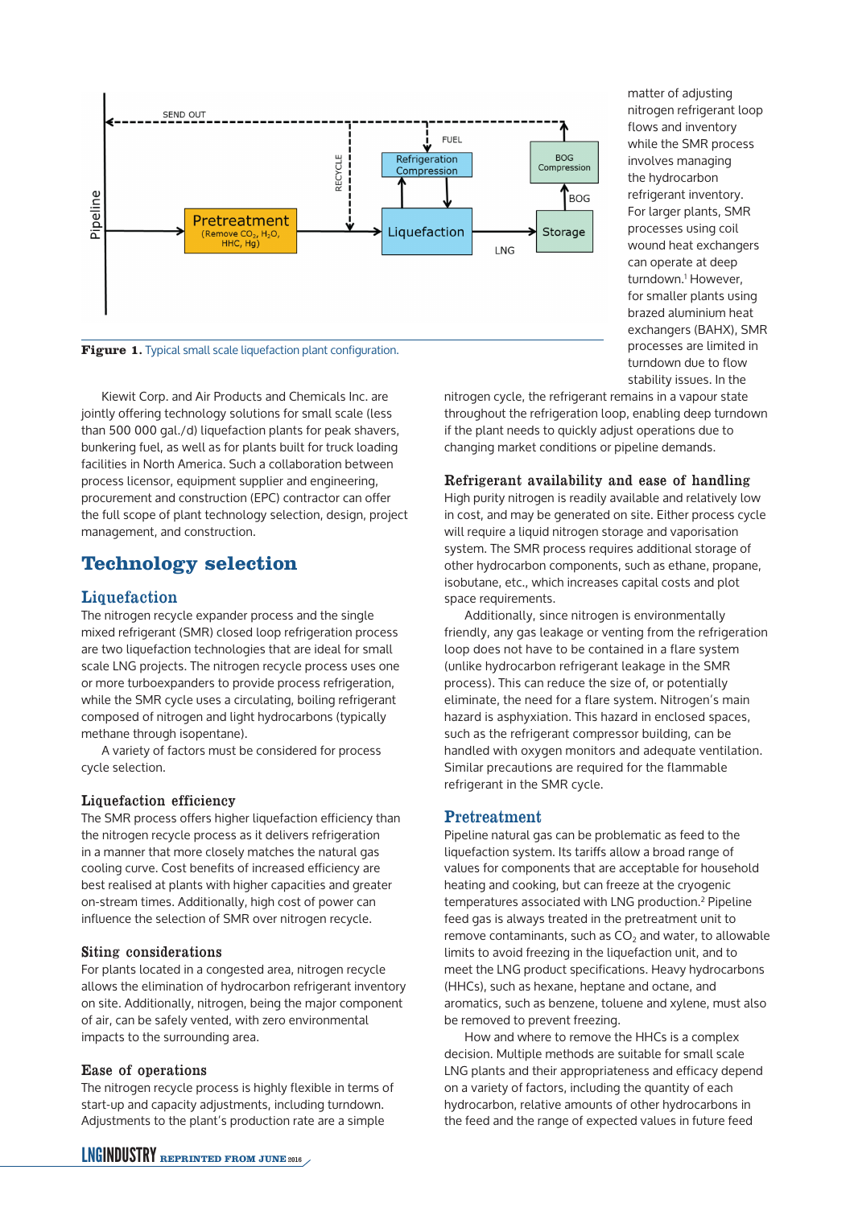SEND OUT

FUEL

RECYCLE

Refrigeration Compression

BOG Compression

BOG

Pipeline

Pretreatment (Remove $CO_2$, $H_2O$, HHC, Hg)

Liquefaction

Storage

LNG

**Figure 1.** Typical small scale liquefaction plant configuration.

Kiewit Corp. and Air Products and Chemicals Inc. are jointly offering technology solutions for small scale (less than 500 000 gal./d) liquefaction plants for peak shavers, bunkering fuel, as well as for plants built for truck loading facilities in North America. Such a collaboration between process licensor, equipment supplier and engineering, procurement and construction (EPC) contractor can offer the full scope of plant technology selection, design, project management, and construction.

## Technology selection

### Liquefaction

The nitrogen recycle expander process and the single mixed refrigerant (SMR) closed loop refrigeration process are two liquefaction technologies that are ideal for small scale LNG projects. The nitrogen recycle process uses one or more turboexpanders to provide process refrigeration, while the SMR cycle uses a circulating, boiling refrigerant composed of nitrogen and light hydrocarbons (typically methane through isopentane).

A variety of factors must be considered for process cycle selection.

#### Liquefaction efficiency

The SMR process offers higher liquefaction efficiency than the nitrogen recycle process as it delivers refrigeration in a manner that more closely matches the natural gas cooling curve. Cost benefits of increased efficiency are best realised at plants with higher capacities and greater on-stream times. Additionally, high cost of power can influence the selection of SMR over nitrogen recycle.

#### Siting considerations

For plants located in a congested area, nitrogen recycle allows the elimination of hydrocarbon refrigerant inventory on site. Additionally, nitrogen, being the major component of air, can be safely vented, with zero environmental impacts to the surrounding area.

#### Ease of operations

The nitrogen recycle process is highly flexible in terms of start-up and capacity adjustments, including turndown. Adjustments to the plant's production rate are a simple matter of adjusting nitrogen refrigerant loop flows and inventory while the SMR process involves managing the hydrocarbon refrigerant inventory. For larger plants, SMR processes using coil wound heat exchangers can operate at deep turndown.[1] However, for smaller plants using brazed aluminium heat exchangers (BAHX), SMR processes are limited in turndown due to flow stability issues. In the nitrogen cycle, the refrigerant remains in a vapour state throughout the refrigeration loop, enabling deep turndown if the plant needs to quickly adjust operations due to changing market conditions or pipeline demands.

#### Refrigerant availability and ease of handling

High purity nitrogen is readily available and relatively low in cost, and may be generated on site. Either process cycle will require a liquid nitrogen storage and vaporisation system. The SMR process requires additional storage of other hydrocarbon components, such as ethane, propane, isobutane, etc., which increases capital costs and plot space requirements.

Additionally, since nitrogen is environmentally friendly, any gas leakage or venting from the refrigeration loop does not have to be contained in a flare system (unlike hydrocarbon refrigerant leakage in the SMR process). This can reduce the size of, or potentially eliminate, the need for a flare system. Nitrogen's main hazard is asphyxiation. This hazard in enclosed spaces, such as the refrigerant compressor building, can be handled with oxygen monitors and adequate ventilation. Similar precautions are required for the flammable refrigerant in the SMR cycle.

### Pretreatment

Pipeline natural gas can be problematic as feed to the liquefaction system. Its tariffs allow a broad range of values for components that are acceptable for household heating and cooking, but can freeze at the cryogenic temperatures associated with LNG production.[2] Pipeline feed gas is always treated in the pretreatment unit to remove contaminants, such as $CO_2$ and water, to allowable limits to avoid freezing in the liquefaction unit, and to meet the LNG product specifications. Heavy hydrocarbons (HHCs), such as hexane, heptane and octane, and aromatics, such as benzene, toluene and xylene, must also be removed to prevent freezing.

How and where to remove the HHCs is a complex decision. Multiple methods are suitable for small scale LNG plants and their appropriateness and efficacy depend on a variety of factors, including the quantity of each hydrocarbon, relative amounts of other hydrocarbons in the feed and the range of expected values in future feed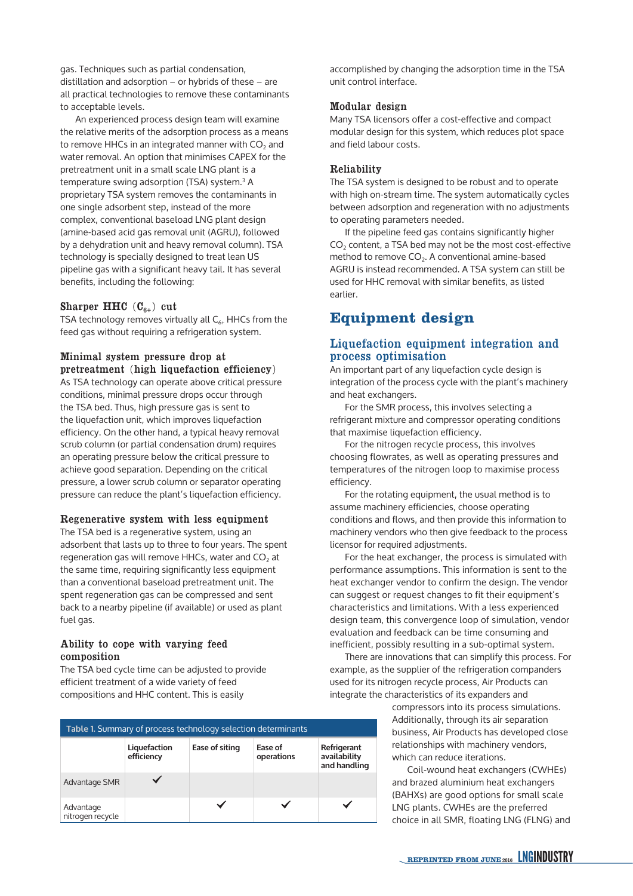gas. Techniques such as partial condensation, distillation and adsorption – or hybrids of these – are all practical technologies to remove these contaminants to acceptable levels.

An experienced process design team will examine the relative merits of the adsorption process as a means to remove HHCs in an integrated manner with $CO_2$ and water removal. An option that minimises CAPEX for the pretreatment unit in a small scale LNG plant is a temperature swing adsorption (TSA) system.[3] A proprietary TSA system removes the contaminants in one single adsorbent step, instead of the more complex, conventional baseload LNG plant design (amine-based acid gas removal unit (AGRU), followed by a dehydration unit and heavy removal column). TSA technology is specially designed to treat lean US pipeline gas with a significant heavy tail. It has several benefits, including the following:

### Sharper HHC ($C_{6+}$) cut

TSA technology removes virtually all $C_{6+}$ HHCs from the feed gas without requiring a refrigeration system.

### Minimal system pressure drop at pretreatment (high liquefaction efficiency)

As TSA technology can operate above critical pressure conditions, minimal pressure drops occur through the TSA bed. Thus, high pressure gas is sent to the liquefaction unit, which improves liquefaction efficiency. On the other hand, a typical heavy removal scrub column (or partial condensation drum) requires an operating pressure below the critical pressure to achieve good separation. Depending on the critical pressure, a lower scrub column or separator operating pressure can reduce the plant's liquefaction efficiency.

### Regenerative system with less equipment

The TSA bed is a regenerative system, using an adsorbent that lasts up to three to four years. The spent regeneration gas will remove HHCs, water and $CO_2$ at the same time, requiring significantly less equipment than a conventional baseload pretreatment unit. The spent regeneration gas can be compressed and sent back to a nearby pipeline (if available) or used as plant fuel gas.

### Ability to cope with varying feed composition

The TSA bed cycle time can be adjusted to provide efficient treatment of a wide variety of feed compositions and HHC content. This is easily accomplished by changing the adsorption time in the TSA unit control interface.

### Modular design

Many TSA licensors offer a cost-effective and compact modular design for this system, which reduces plot space and field labour costs.

### Reliability

The TSA system is designed to be robust and to operate with high on-stream time. The system automatically cycles between adsorption and regeneration with no adjustments to operating parameters needed.

If the pipeline feed gas contains significantly higher $CO_2$ content, a TSA bed may not be the most cost-effective method to remove $CO_2$. A conventional amine-based AGRU is instead recommended. A TSA system can still be used for HHC removal with similar benefits, as listed earlier.

## Equipment design

### Liquefaction equipment integration and process optimisation

An important part of any liquefaction cycle design is integration of the process cycle with the plant's machinery and heat exchangers.

For the SMR process, this involves selecting a refrigerant mixture and compressor operating conditions that maximise liquefaction efficiency.

For the nitrogen recycle process, this involves choosing flowrates, as well as operating pressures and temperatures of the nitrogen loop to maximise process efficiency.

For the rotating equipment, the usual method is to assume machinery efficiencies, choose operating conditions and flows, and then provide this information to machinery vendors who then give feedback to the process licensor for required adjustments.

For the heat exchanger, the process is simulated with performance assumptions. This information is sent to the heat exchanger vendor to confirm the design. The vendor can suggest or request changes to fit their equipment's characteristics and limitations. With a less experienced design team, this convergence loop of simulation, vendor evaluation and feedback can be time consuming and inefficient, possibly resulting in a sub-optimal system.

There are innovations that can simplify this process. For example, as the supplier of the refrigeration companders used for its nitrogen recycle process, Air Products can integrate the characteristics of its expanders and compressors into its process simulations. Additionally, through its air separation business, Air Products has developed close relationships with machinery vendors, which can reduce iterations.

Coil-wound heat exchangers (CWHEs) and brazed aluminium heat exchangers (BAHXs) are good options for small scale LNG plants. CWHEs are the preferred choice in all SMR, floating LNG (FLNG) and

**Table 1.** Summary of process technology selection determinants

| | Liquefaction efficiency | Ease of siting | Ease of operations | Refrigerant availability and handling |
|---|---|---|---|---|
| Advantage SMR | ✓ | | | |
| Advantage nitrogen recycle | | ✓ | ✓ | ✓ |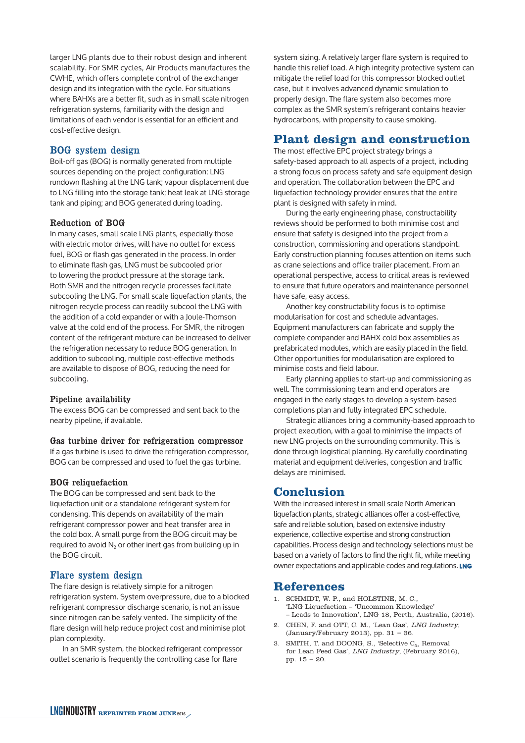larger LNG plants due to their robust design and inherent scalability. For SMR cycles, Air Products manufactures the CWHE, which offers complete control of the exchanger design and its integration with the cycle. For situations where BAHXs are a better fit, such as in small scale nitrogen refrigeration systems, familiarity with the design and limitations of each vendor is essential for an efficient and cost-effective design.

## BOG system design

Boil-off gas (BOG) is normally generated from multiple sources depending on the project configuration: LNG rundown flashing at the LNG tank; vapour displacement due to LNG filling into the storage tank; heat leak at LNG storage tank and piping; and BOG generated during loading.

### Reduction of BOG

In many cases, small scale LNG plants, especially those with electric motor drives, will have no outlet for excess fuel, BOG or flash gas generated in the process. In order to eliminate flash gas, LNG must be subcooled prior to lowering the product pressure at the storage tank. Both SMR and the nitrogen recycle processes facilitate subcooling the LNG. For small scale liquefaction plants, the nitrogen recycle process can readily subcool the LNG with the addition of a cold expander or with a Joule-Thomson valve at the cold end of the process. For SMR, the nitrogen content of the refrigerant mixture can be increased to deliver the refrigeration necessary to reduce BOG generation. In addition to subcooling, multiple cost-effective methods are available to dispose of BOG, reducing the need for subcooling.

### Pipeline availability

The excess BOG can be compressed and sent back to the nearby pipeline, if available.

### Gas turbine driver for refrigeration compressor

If a gas turbine is used to drive the refrigeration compressor, BOG can be compressed and used to fuel the gas turbine.

### BOG reliquefaction

The BOG can be compressed and sent back to the liquefaction unit or a standalone refrigerant system for condensing. This depends on availability of the main refrigerant compressor power and heat transfer area in the cold box. A small purge from the BOG circuit may be required to avoid $N_2$ or other inert gas from building up in the BOG circuit.

## Flare system design

The flare design is relatively simple for a nitrogen refrigeration system. System overpressure, due to a blocked refrigerant compressor discharge scenario, is not an issue since nitrogen can be safely vented. The simplicity of the flare design will help reduce project cost and minimise plot plan complexity.

In an SMR system, the blocked refrigerant compressor outlet scenario is frequently the controlling case for flare system sizing. A relatively larger flare system is required to handle this relief load. A high integrity protective system can mitigate the relief load for this compressor blocked outlet case, but it involves advanced dynamic simulation to properly design. The flare system also becomes more complex as the SMR system's refrigerant contains heavier hydrocarbons, with propensity to cause smoking.

## Plant design and construction

The most effective EPC project strategy brings a safety-based approach to all aspects of a project, including a strong focus on process safety and safe equipment design and operation. The collaboration between the EPC and liquefaction technology provider ensures that the entire plant is designed with safety in mind.

During the early engineering phase, constructability reviews should be performed to both minimise cost and ensure that safety is designed into the project from a construction, commissioning and operations standpoint. Early construction planning focuses attention on items such as crane selections and office trailer placement. From an operational perspective, access to critical areas is reviewed to ensure that future operators and maintenance personnel have safe, easy access.

Another key constructability focus is to optimise modularisation for cost and schedule advantages. Equipment manufacturers can fabricate and supply the complete compander and BAHX cold box assemblies as prefabricated modules, which are easily placed in the field. Other opportunities for modularisation are explored to minimise costs and field labour.

Early planning applies to start-up and commissioning as well. The commissioning team and end operators are engaged in the early stages to develop a system-based completions plan and fully integrated EPC schedule.

Strategic alliances bring a community-based approach to project execution, with a goal to minimise the impacts of new LNG projects on the surrounding community. This is done through logistical planning. By carefully coordinating material and equipment deliveries, congestion and traffic delays are minimised.

## Conclusion

With the increased interest in small scale North American liquefaction plants, strategic alliances offer a cost-effective, safe and reliable solution, based on extensive industry experience, collective expertise and strong construction capabilities. Process design and technology selections must be based on a variety of factors to find the right fit, while meeting owner expectations and applicable codes and regulations.

## References

1. SCHMIDT, W. P., and HOLSTINE, M. C., 'LNG Liquefaction – 'Uncommon Knowledge' – Leads to Innovation', LNG 18, Perth, Australia, (2016).
2. CHEN, F. and OTT, C. M., 'Lean Gas', *LNG Industry*, (January/February 2013), pp. 31 – 36.
3. SMITH, T. and DOONG, S., 'Selective $C_{5+}$ Removal for Lean Feed Gas', *LNG Industry*, (February 2016), pp. 15 – 20.